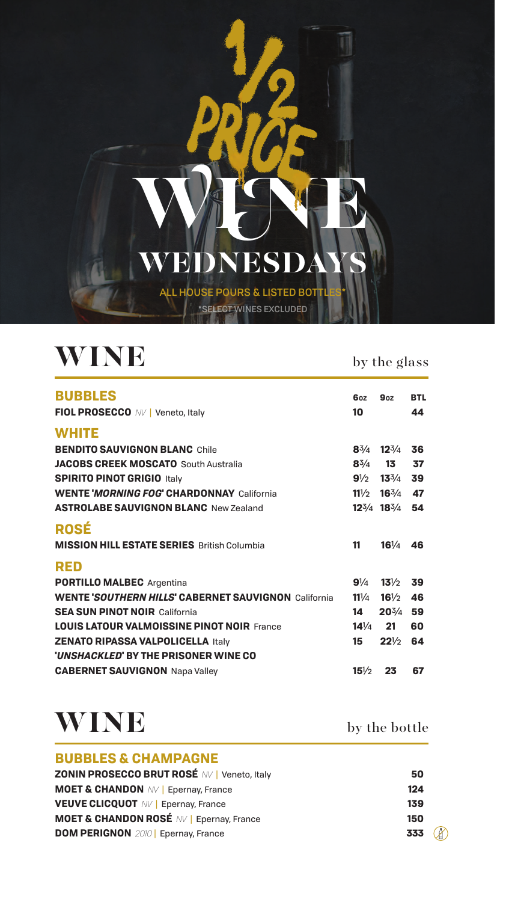# 1/2 PRICE WINE WEDNESDAYS

ALL HOUSE POURS & LISTED BOTTLES*

*SELECT WINES EXCLUDED

## WINE

by the glass

| BUBBLES | 6oz | 9oz | BTL |
|---|---|---|---|
| **FIOL PROSECCO** *NV* \| Veneto, Italy | 10 | | 44 |
| **WHITE** | | | |
| **BENDITO SAUVIGNON BLANC** Chile | 8¾ | 12¾ | 36 |
| **JACOBS CREEK MOSCATO** South Australia | 8¾ | 13 | 37 |
| **SPIRITO PINOT GRIGIO** Italy | 9½ | 13¾ | 39 |
| **WENTE '*MORNING FOG*' CHARDONNAY** California | 11½ | 16¾ | 47 |
| **ASTROLABE SAUVIGNON BLANC** New Zealand | 12¾ | 18¾ | 54 |
| **ROSÉ** | | | |
| **MISSION HILL ESTATE SERIES** British Columbia | 11 | 16¼ | 46 |
| **RED** | | | |
| **PORTILLO MALBEC** Argentina | 9¼ | 13½ | 39 |
| **WENTE '*SOUTHERN HILLS*' CABERNET SAUVIGNON** California | 11¼ | 16½ | 46 |
| **SEA SUN PINOT NOIR** California | 14 | 20¾ | 59 |
| **LOUIS LATOUR VALMOISSINE PINOT NOIR** France | 14¼ | 21 | 60 |
| **ZENATO RIPASSA VALPOLICELLA** Italy | 15 | 22½ | 64 |
| **'*UNSHACKLED*' BY THE PRISONER WINE CO CABERNET SAUVIGNON** Napa Valley | 15½ | 23 | 67 |

## WINE

by the bottle

| BUBBLES & CHAMPAGNE | |
|---|---|
| **ZONIN PROSECCO BRUT ROSÉ** *NV* \| Veneto, Italy | 50 |
| **MOET & CHANDON** *NV* \| Epernay, France | 124 |
| **VEUVE CLICQUOT** *NV* \| Epernay, France | 139 |
| **MOET & CHANDON ROSÉ** *NV* \| Epernay, France | 150 |
| **DOM PERIGNON** *2010* \| Epernay, France | 333 |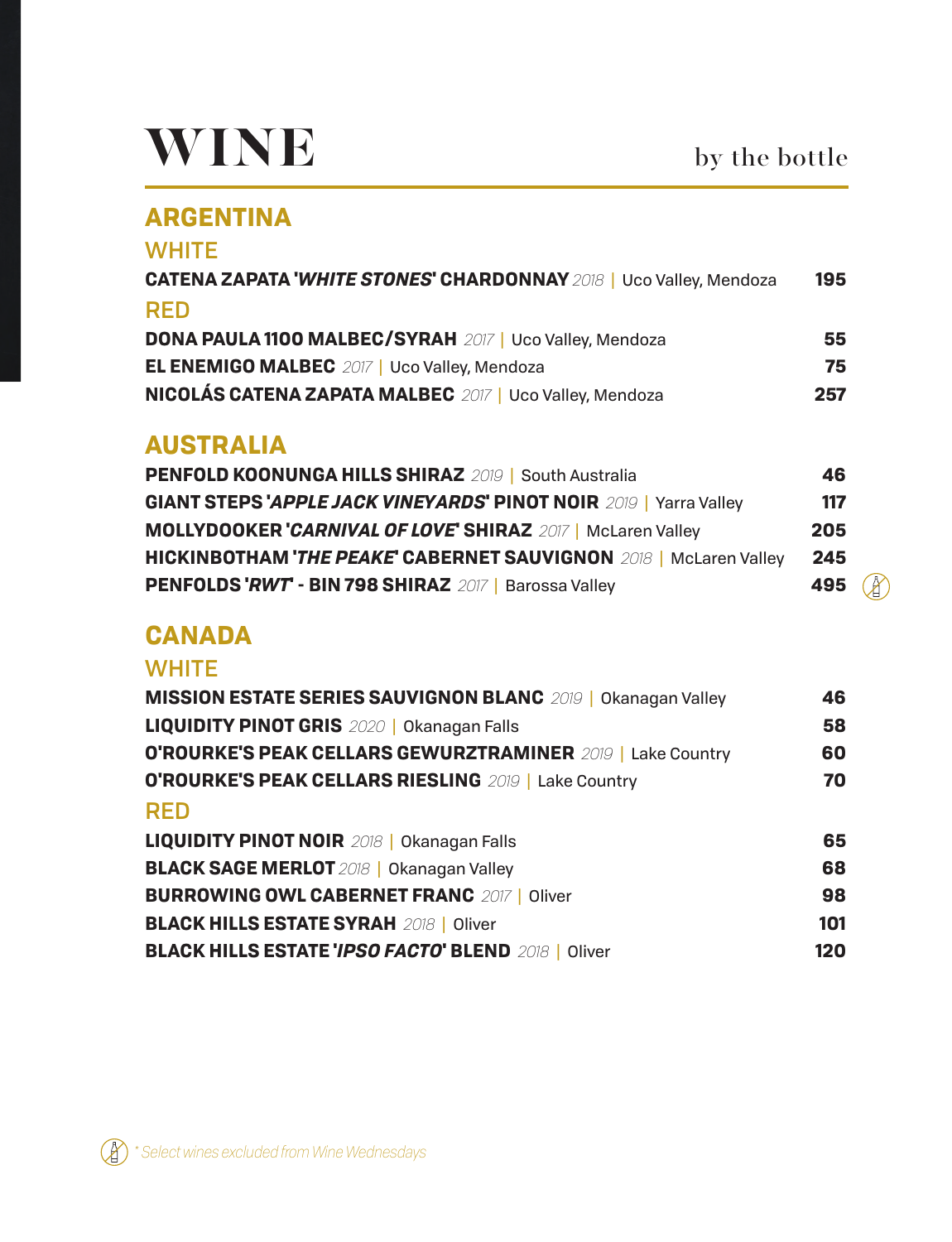# WINE

by the bottle

## ARGENTINA

### WHITE

**CATENA ZAPATA '*WHITE STONES*' CHARDONNAY** *2018* | Uco Valley, Mendoza — **195**

### RED

**DONA PAULA 1100 MALBEC/SYRAH** *2017* | Uco Valley, Mendoza — **55**

**EL ENEMIGO MALBEC** *2017* | Uco Valley, Mendoza — **75**

**NICOLÁS CATENA ZAPATA MALBEC** *2017* | Uco Valley, Mendoza — **257**

## AUSTRALIA

**PENFOLD KOONUNGA HILLS SHIRAZ** *2019* | South Australia — **46**

**GIANT STEPS '*APPLE JACK VINEYARDS*' PINOT NOIR** *2019* | Yarra Valley — **117**

**MOLLYDOOKER '*CARNIVAL OF LOVE*' SHIRAZ** *2017* | McLaren Valley — **205**

**HICKINBOTHAM '*THE PEAKE*' CABERNET SAUVIGNON** *2018* | McLaren Valley — **245**

**PENFOLDS '*RWT*' - BIN 798 SHIRAZ** *2017* | Barossa Valley — **495** *

## CANADA

### WHITE

**MISSION ESTATE SERIES SAUVIGNON BLANC** *2019* | Okanagan Valley — **46**

**LIQUIDITY PINOT GRIS** *2020* | Okanagan Falls — **58**

**O'ROURKE'S PEAK CELLARS GEWURZTRAMINER** *2019* | Lake Country — **60**

**O'ROURKE'S PEAK CELLARS RIESLING** *2019* | Lake Country — **70**

### RED

**LIQUIDITY PINOT NOIR** *2018* | Okanagan Falls — **65**

**BLACK SAGE MERLOT** *2018* | Okanagan Valley — **68**

**BURROWING OWL CABERNET FRANC** *2017* | Oliver — **98**

**BLACK HILLS ESTATE SYRAH** *2018* | Oliver — **101**

**BLACK HILLS ESTATE '*IPSO FACTO*' BLEND** *2018* | Oliver — **120**

*\* Select wines excluded from Wine Wednesdays*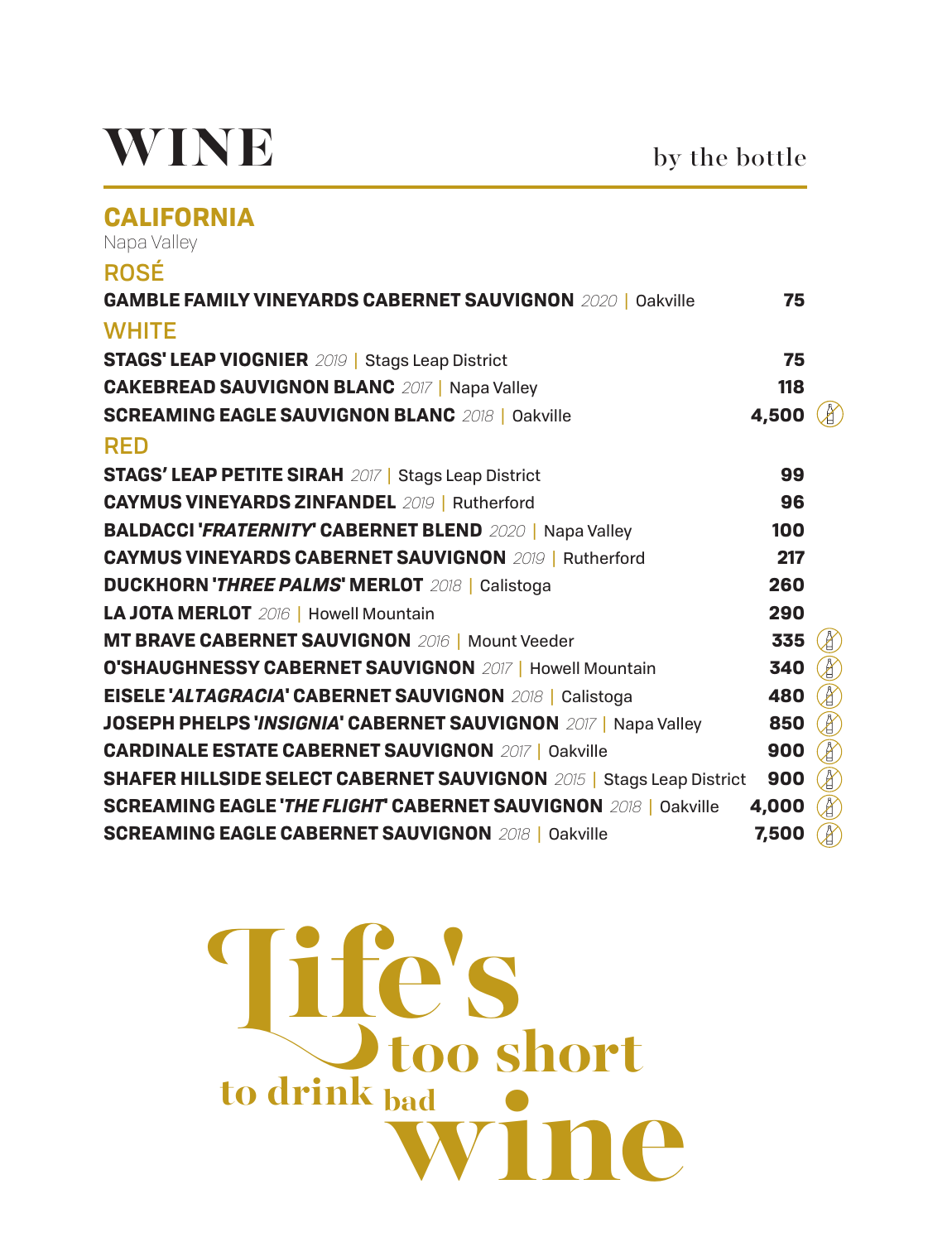# WINE

by the bottle

## CALIFORNIA

Napa Valley

### ROSÉ

| | |
|---|---|
| **GAMBLE FAMILY VINEYARDS CABERNET SAUVIGNON** *2020* \| Oakville | **75** |

### WHITE

| | |
|---|---|
| **STAGS' LEAP VIOGNIER** *2019* \| Stags Leap District | **75** |
| **CAKEBREAD SAUVIGNON BLANC** *2017* \| Napa Valley | **118** |
| **SCREAMING EAGLE SAUVIGNON BLANC** *2018* \| Oakville | **4,500** |

### RED

| | |
|---|---|
| **STAGS' LEAP PETITE SIRAH** *2017* \| Stags Leap District | **99** |
| **CAYMUS VINEYARDS ZINFANDEL** *2019* \| Rutherford | **96** |
| **BALDACCI '*FRATERNITY*' CABERNET BLEND** *2020* \| Napa Valley | **100** |
| **CAYMUS VINEYARDS CABERNET SAUVIGNON** *2019* \| Rutherford | **217** |
| **DUCKHORN '*THREE PALMS*' MERLOT** *2018* \| Calistoga | **260** |
| **LA JOTA MERLOT** *2016* \| Howell Mountain | **290** |
| **MT BRAVE CABERNET SAUVIGNON** *2016* \| Mount Veeder | **335** |
| **O'SHAUGHNESSY CABERNET SAUVIGNON** *2017* \| Howell Mountain | **340** |
| **EISELE '*ALTAGRACIA*' CABERNET SAUVIGNON** *2018* \| Calistoga | **480** |
| **JOSEPH PHELPS '*INSIGNIA*' CABERNET SAUVIGNON** *2017* \| Napa Valley | **850** |
| **CARDINALE ESTATE CABERNET SAUVIGNON** *2017* \| Oakville | **900** |
| **SHAFER HILLSIDE SELECT CABERNET SAUVIGNON** *2015* \| Stags Leap District | **900** |
| **SCREAMING EAGLE '*THE FLIGHT*' CABERNET SAUVIGNON** *2018* \| Oakville | **4,000** |
| **SCREAMING EAGLE CABERNET SAUVIGNON** *2018* \| Oakville | **7,500** |

Life's too short to drink bad wine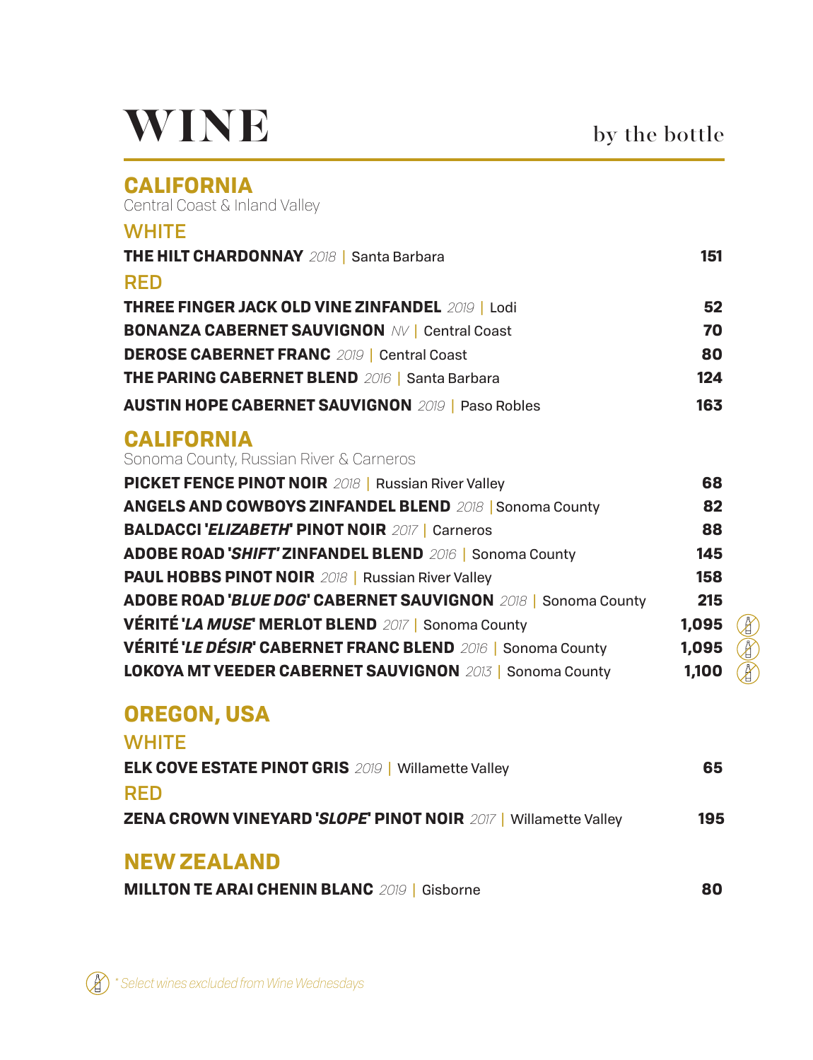# WINE

by the bottle

## CALIFORNIA

Central Coast & Inland Valley

### WHITE

**THE HILT CHARDONNAY** *2018* | Santa Barbara — **151**

### RED

**THREE FINGER JACK OLD VINE ZINFANDEL** *2019* | Lodi — **52**

**BONANZA CABERNET SAUVIGNON** *NV* | Central Coast — **70**

**DEROSE CABERNET FRANC** *2019* | Central Coast — **80**

**THE PARING CABERNET BLEND** *2016* | Santa Barbara — **124**

**AUSTIN HOPE CABERNET SAUVIGNON** *2019* | Paso Robles — **163**

## CALIFORNIA

Sonoma County, Russian River & Carneros

**PICKET FENCE PINOT NOIR** *2018* | Russian River Valley — **68**

**ANGELS AND COWBOYS ZINFANDEL BLEND** *2018* | Sonoma County — **82**

**BALDACCI '*ELIZABETH*' PINOT NOIR** *2017* | Carneros — **88**

**ADOBE ROAD '*SHIFT*' ZINFANDEL BLEND** *2016* | Sonoma County — **145**

**PAUL HOBBS PINOT NOIR** *2018* | Russian River Valley — **158**

**ADOBE ROAD '*BLUE DOG*' CABERNET SAUVIGNON** *2018* | Sonoma County — **215**

**VÉRITÉ '*LA MUSE*' MERLOT BLEND** *2017* | Sonoma County — **1,095** *

**VÉRITÉ '*LE DÉSIR*' CABERNET FRANC BLEND** *2016* | Sonoma County — **1,095** *

**LOKOYA MT VEEDER CABERNET SAUVIGNON** *2013* | Sonoma County — **1,100** *

## OREGON, USA

### WHITE

**ELK COVE ESTATE PINOT GRIS** *2019* | Willamette Valley — **65**

### RED

**ZENA CROWN VINEYARD '*SLOPE*' PINOT NOIR** *2017* | Willamette Valley — **195**

## NEW ZEALAND

**MILLTON TE ARAI CHENIN BLANC** *2019* | Gisborne — **80**

*\* Select wines excluded from Wine Wednesdays*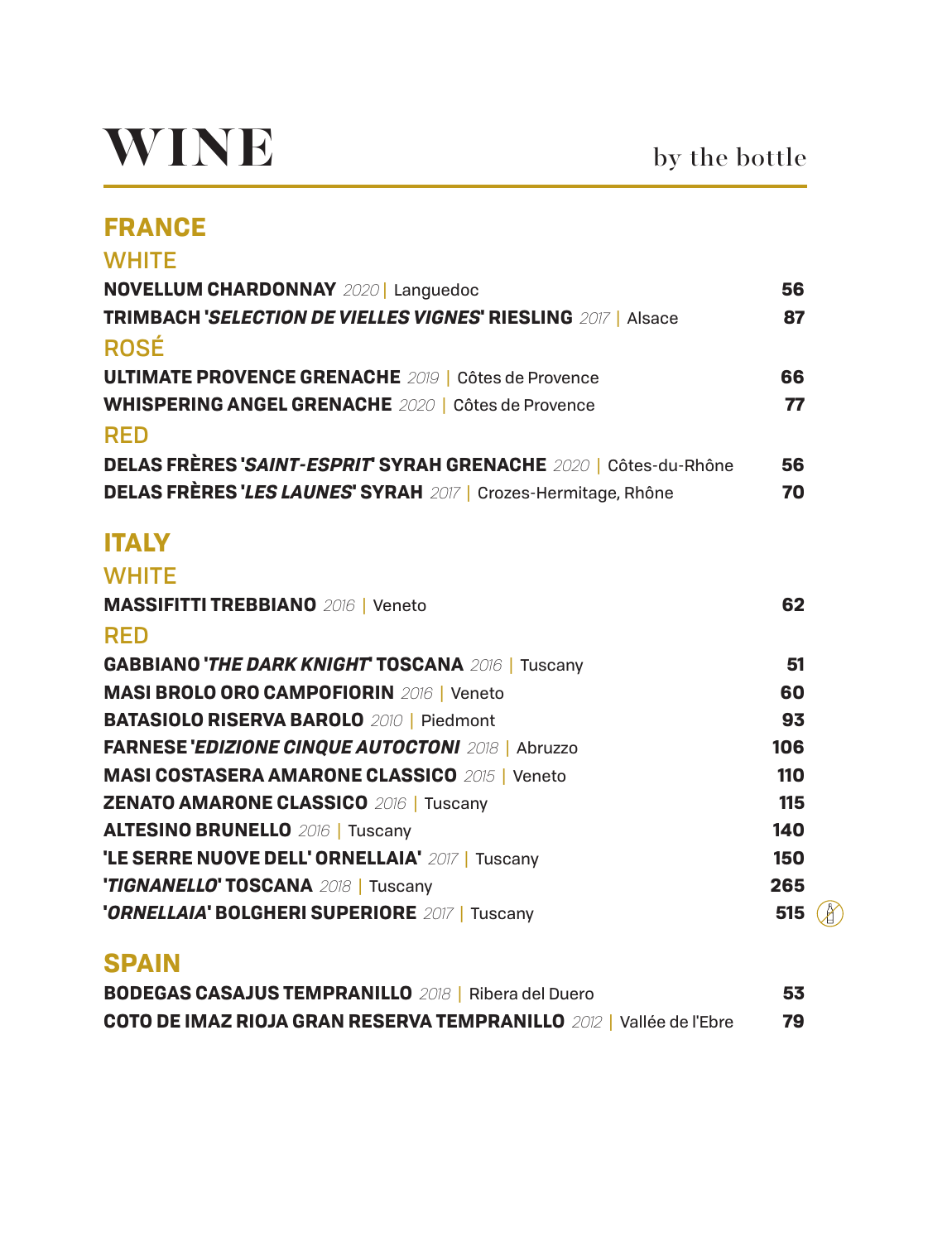# WINE

by the bottle

## FRANCE

### WHITE

| | |
|---|---|
| **NOVELLUM CHARDONNAY** *2020* \| Languedoc | **56** |
| **TRIMBACH '*SELECTION DE VIELLES VIGNES*' RIESLING** *2017* \| Alsace | **87** |

### ROSÉ

| | |
|---|---|
| **ULTIMATE PROVENCE GRENACHE** *2019* \| Côtes de Provence | **66** |
| **WHISPERING ANGEL GRENACHE** *2020* \| Côtes de Provence | **77** |

### RED

| | |
|---|---|
| **DELAS FRÈRES '*SAINT-ESPRIT*' SYRAH GRENACHE** *2020* \| Côtes-du-Rhône | **56** |
| **DELAS FRÈRES '*LES LAUNES*' SYRAH** *2017* \| Crozes-Hermitage, Rhône | **70** |

## ITALY

### WHITE

| | |
|---|---|
| **MASSIFITTI TREBBIANO** *2016* \| Veneto | **62** |

### RED

| | |
|---|---|
| **GABBIANO '*THE DARK KNIGHT*' TOSCANA** *2016* \| Tuscany | **51** |
| **MASI BROLO ORO CAMPOFIORIN** *2016* \| Veneto | **60** |
| **BATASIOLO RISERVA BAROLO** *2010* \| Piedmont | **93** |
| **FARNESE '*EDIZIONE CINQUE AUTOCTONI*** *2018* \| Abruzzo | **106** |
| **MASI COSTASERA AMARONE CLASSICO** *2015* \| Veneto | **110** |
| **ZENATO AMARONE CLASSICO** *2016* \| Tuscany | **115** |
| **ALTESINO BRUNELLO** *2016* \| Tuscany | **140** |
| **'LE SERRE NUOVE DELL' ORNELLAIA'** *2017* \| Tuscany | **150** |
| **'*TIGNANELLO*' TOSCANA** *2018* \| Tuscany | **265** |
| **'*ORNELLAIA*' BOLGHERI SUPERIORE** *2017* \| Tuscany | **515** |

## SPAIN

| | |
|---|---|
| **BODEGAS CASAJUS TEMPRANILLO** *2018* \| Ribera del Duero | **53** |
| **COTO DE IMAZ RIOJA GRAN RESERVA TEMPRANILLO** *2012* \| Vallée de l'Ebre | **79** |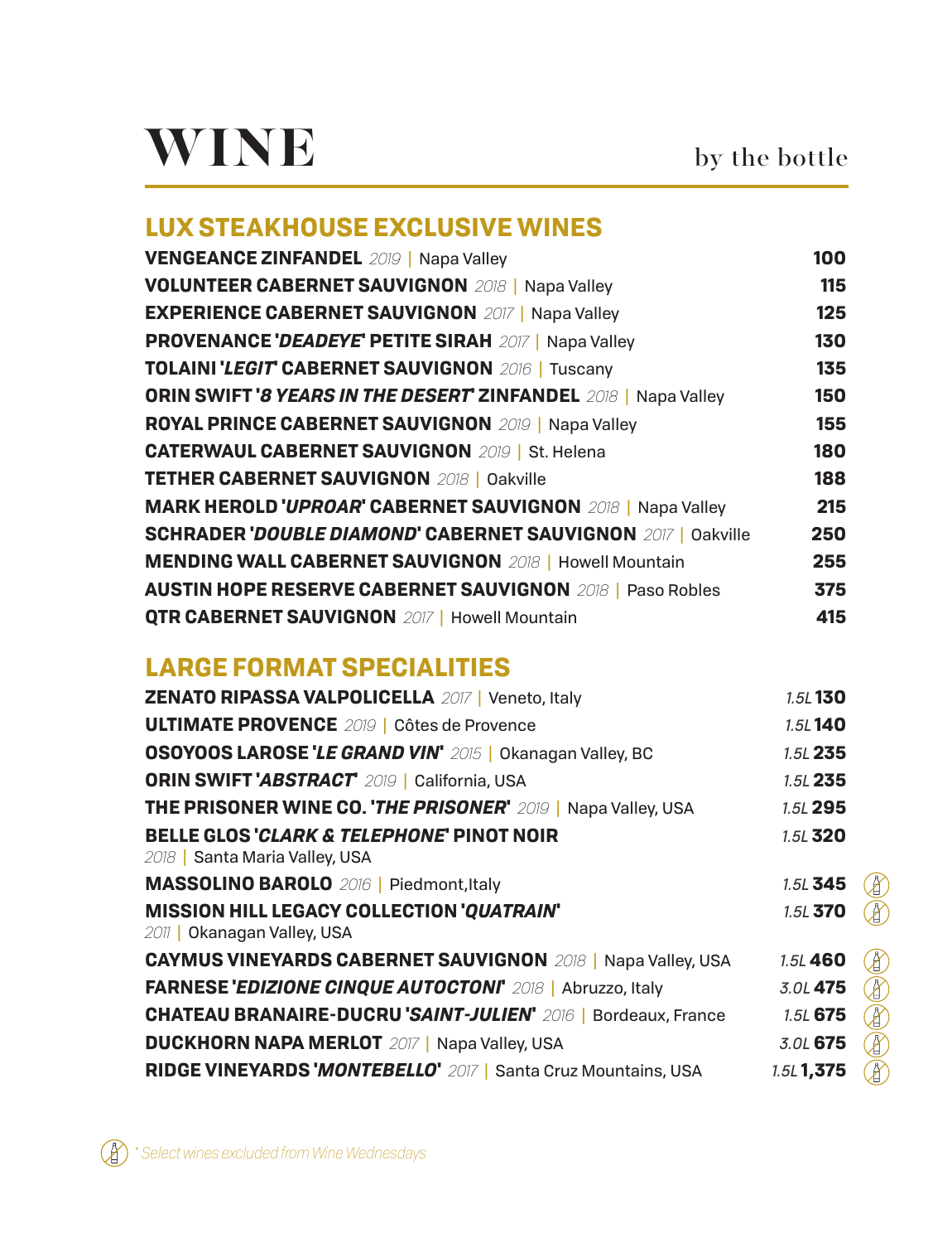# WINE

by the bottle

## LUX STEAKHOUSE EXCLUSIVE WINES

| | |
|---|---|
| **VENGEANCE ZINFANDEL** *2019* \| Napa Valley | **100** |
| **VOLUNTEER CABERNET SAUVIGNON** *2018* \| Napa Valley | **115** |
| **EXPERIENCE CABERNET SAUVIGNON** *2017* \| Napa Valley | **125** |
| **PROVENANCE '*DEADEYE*' PETITE SIRAH** *2017* \| Napa Valley | **130** |
| **TOLAINI '*LEGIT*' CABERNET SAUVIGNON** *2016* \| Tuscany | **135** |
| **ORIN SWIFT '*8 YEARS IN THE DESERT*' ZINFANDEL** *2018* \| Napa Valley | **150** |
| **ROYAL PRINCE CABERNET SAUVIGNON** *2019* \| Napa Valley | **155** |
| **CATERWAUL CABERNET SAUVIGNON** *2019* \| St. Helena | **180** |
| **TETHER CABERNET SAUVIGNON** *2018* \| Oakville | **188** |
| **MARK HEROLD '*UPROAR*' CABERNET SAUVIGNON** *2018* \| Napa Valley | **215** |
| **SCHRADER '*DOUBLE DIAMOND*' CABERNET SAUVIGNON** *2017* \| Oakville | **250** |
| **MENDING WALL CABERNET SAUVIGNON** *2018* \| Howell Mountain | **255** |
| **AUSTIN HOPE RESERVE CABERNET SAUVIGNON** *2018* \| Paso Robles | **375** |
| **QTR CABERNET SAUVIGNON** *2017* \| Howell Mountain | **415** |

## LARGE FORMAT SPECIALITIES

| | | |
|---|---|---|
| **ZENATO RIPASSA VALPOLICELLA** *2017* \| Veneto, Italy | *1.5L* **130** | |
| **ULTIMATE PROVENCE** *2019* \| Côtes de Provence | *1.5L* **140** | |
| **OSOYOOS LAROSE '*LE GRAND VIN*'** *2015* \| Okanagan Valley, BC | *1.5L* **235** | |
| **ORIN SWIFT '*ABSTRACT*'** *2019* \| California, USA | *1.5L* **235** | |
| **THE PRISONER WINE CO. '*THE PRISONER*'** *2019* \| Napa Valley, USA | *1.5L* **295** | |
| **BELLE GLOS '*CLARK & TELEPHONE*' PINOT NOIR** *2018* \| Santa Maria Valley, USA | *1.5L* **320** | |
| **MASSOLINO BAROLO** *2016* \| Piedmont,Italy | *1.5L* **345** | * |
| **MISSION HILL LEGACY COLLECTION '*QUATRAIN*'** *2011* \| Okanagan Valley, USA | *1.5L* **370** | * |
| **CAYMUS VINEYARDS CABERNET SAUVIGNON** *2018* \| Napa Valley, USA | *1.5L* **460** | * |
| **FARNESE '*EDIZIONE CINQUE AUTOCTONI*'** *2018* \| Abruzzo, Italy | *3.0L* **475** | * |
| **CHATEAU BRANAIRE-DUCRU '*SAINT-JULIEN*'** *2016* \| Bordeaux, France | *1.5L* **675** | * |
| **DUCKHORN NAPA MERLOT** *2017* \| Napa Valley, USA | *3.0L* **675** | * |
| **RIDGE VINEYARDS '*MONTEBELLO*'** *2017* \| Santa Cruz Mountains, USA | *1.5L* **1,375** | * |

*\* Select wines excluded from Wine Wednesdays*